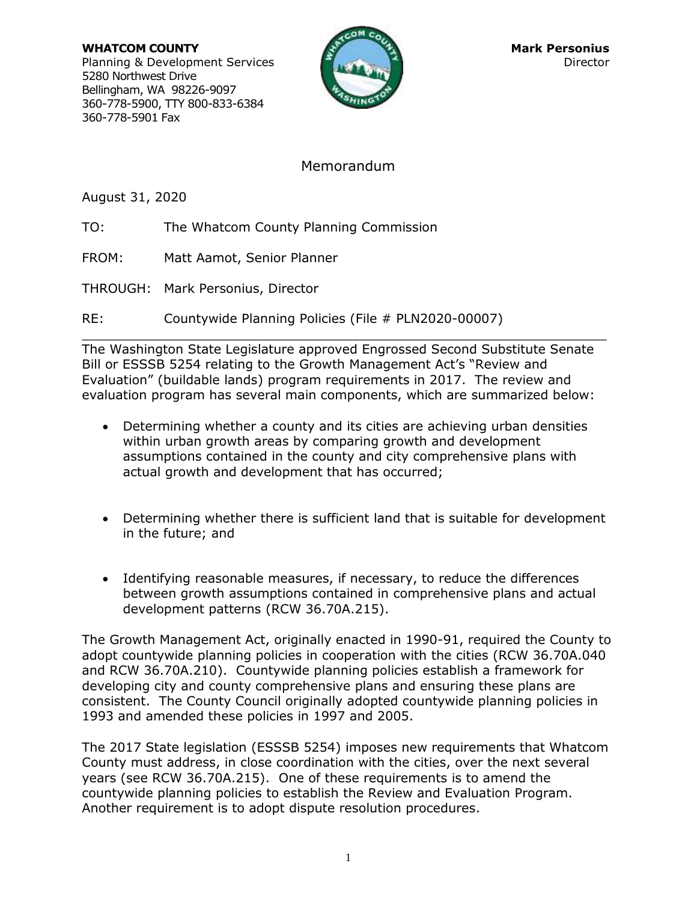**WHATCOM COUNTY**
Planning & Development Services
5280 Northwest Drive
Bellingham, WA 98226-9097
360-778-5900, TTY 800-833-6384
360-778-5901 Fax

**Mark Personius**
Director

# Memorandum

August 31, 2020

TO: The Whatcom County Planning Commission

FROM: Matt Aamot, Senior Planner

THROUGH: Mark Personius, Director

RE: Countywide Planning Policies (File # PLN2020-00007)

---

The Washington State Legislature approved Engrossed Second Substitute Senate Bill or ESSSB 5254 relating to the Growth Management Act's "Review and Evaluation" (buildable lands) program requirements in 2017. The review and evaluation program has several main components, which are summarized below:

- Determining whether a county and its cities are achieving urban densities within urban growth areas by comparing growth and development assumptions contained in the county and city comprehensive plans with actual growth and development that has occurred;
- Determining whether there is sufficient land that is suitable for development in the future; and
- Identifying reasonable measures, if necessary, to reduce the differences between growth assumptions contained in comprehensive plans and actual development patterns (RCW 36.70A.215).

The Growth Management Act, originally enacted in 1990-91, required the County to adopt countywide planning policies in cooperation with the cities (RCW 36.70A.040 and RCW 36.70A.210). Countywide planning policies establish a framework for developing city and county comprehensive plans and ensuring these plans are consistent. The County Council originally adopted countywide planning policies in 1993 and amended these policies in 1997 and 2005.

The 2017 State legislation (ESSSB 5254) imposes new requirements that Whatcom County must address, in close coordination with the cities, over the next several years (see RCW 36.70A.215). One of these requirements is to amend the countywide planning policies to establish the Review and Evaluation Program. Another requirement is to adopt dispute resolution procedures.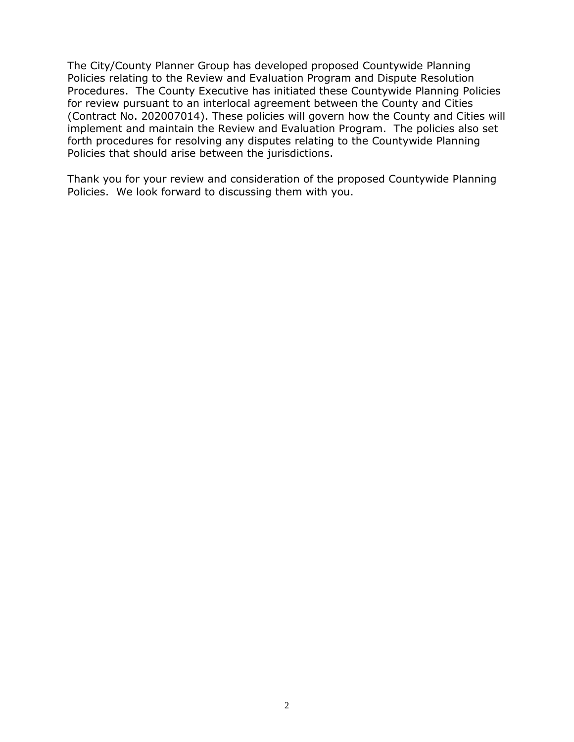The City/County Planner Group has developed proposed Countywide Planning Policies relating to the Review and Evaluation Program and Dispute Resolution Procedures. The County Executive has initiated these Countywide Planning Policies for review pursuant to an interlocal agreement between the County and Cities (Contract No. 202007014). These policies will govern how the County and Cities will implement and maintain the Review and Evaluation Program. The policies also set forth procedures for resolving any disputes relating to the Countywide Planning Policies that should arise between the jurisdictions.

Thank you for your review and consideration of the proposed Countywide Planning Policies. We look forward to discussing them with you.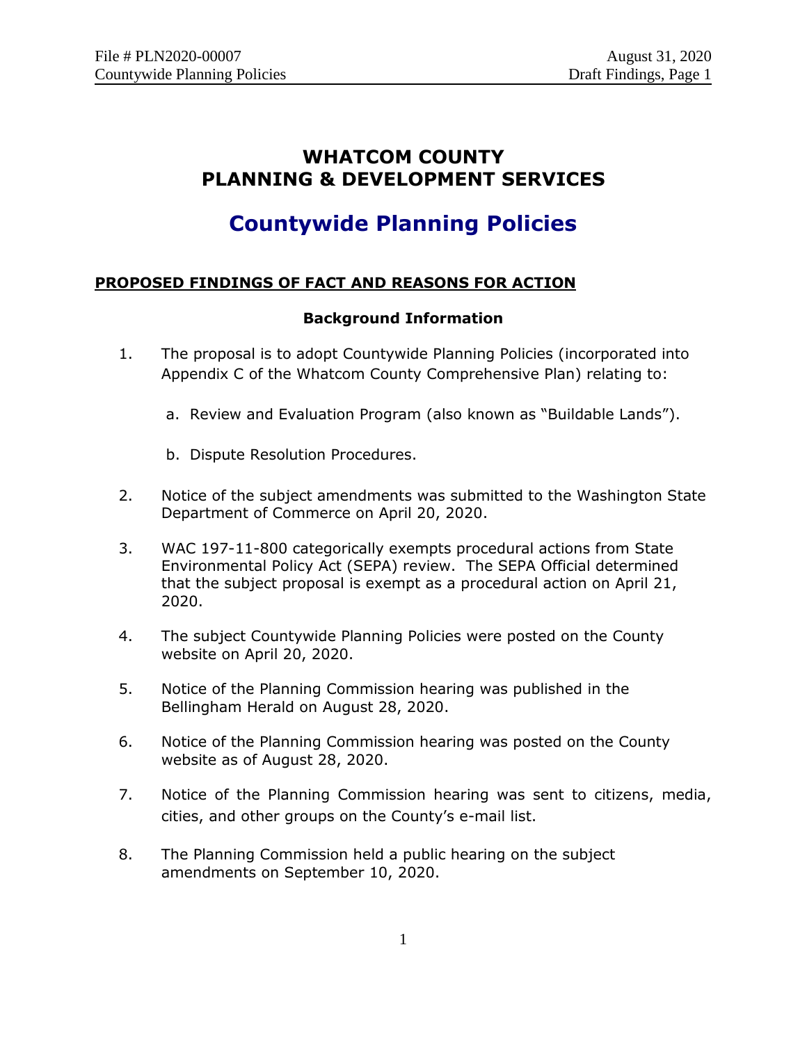# WHATCOM COUNTY
# PLANNING & DEVELOPMENT SERVICES

# Countywide Planning Policies

## PROPOSED FINDINGS OF FACT AND REASONS FOR ACTION

### Background Information

1. The proposal is to adopt Countywide Planning Policies (incorporated into Appendix C of the Whatcom County Comprehensive Plan) relating to:

    a. Review and Evaluation Program (also known as "Buildable Lands").

    b. Dispute Resolution Procedures.

2. Notice of the subject amendments was submitted to the Washington State Department of Commerce on April 20, 2020.

3. WAC 197-11-800 categorically exempts procedural actions from State Environmental Policy Act (SEPA) review. The SEPA Official determined that the subject proposal is exempt as a procedural action on April 21, 2020.

4. The subject Countywide Planning Policies were posted on the County website on April 20, 2020.

5. Notice of the Planning Commission hearing was published in the Bellingham Herald on August 28, 2020.

6. Notice of the Planning Commission hearing was posted on the County website as of August 28, 2020.

7. Notice of the Planning Commission hearing was sent to citizens, media, cities, and other groups on the County's e-mail list.

8. The Planning Commission held a public hearing on the subject amendments on September 10, 2020.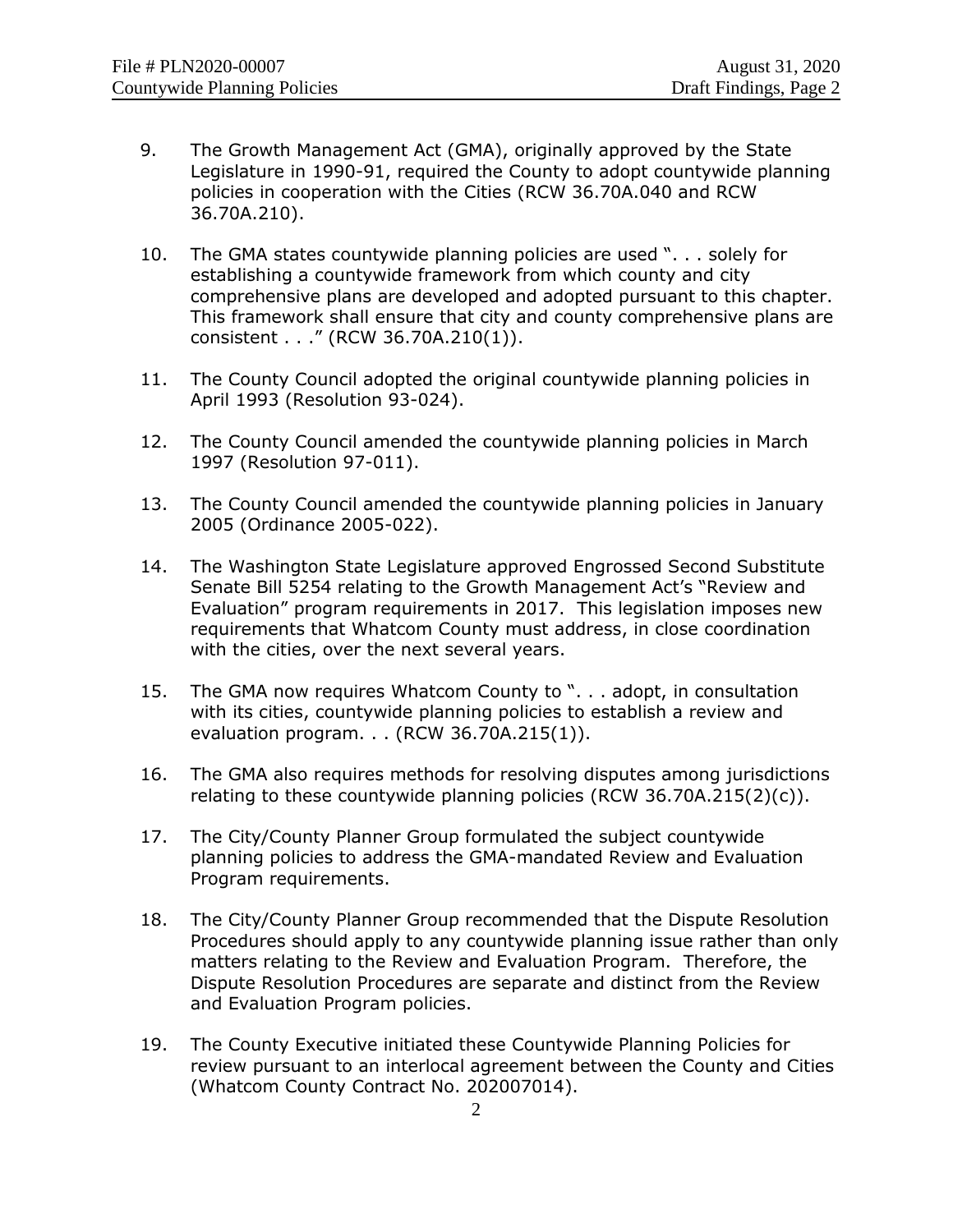9. The Growth Management Act (GMA), originally approved by the State Legislature in 1990-91, required the County to adopt countywide planning policies in cooperation with the Cities (RCW 36.70A.040 and RCW 36.70A.210).

10. The GMA states countywide planning policies are used ". . . solely for establishing a countywide framework from which county and city comprehensive plans are developed and adopted pursuant to this chapter. This framework shall ensure that city and county comprehensive plans are consistent . . ." (RCW 36.70A.210(1)).

11. The County Council adopted the original countywide planning policies in April 1993 (Resolution 93-024).

12. The County Council amended the countywide planning policies in March 1997 (Resolution 97-011).

13. The County Council amended the countywide planning policies in January 2005 (Ordinance 2005-022).

14. The Washington State Legislature approved Engrossed Second Substitute Senate Bill 5254 relating to the Growth Management Act's "Review and Evaluation" program requirements in 2017. This legislation imposes new requirements that Whatcom County must address, in close coordination with the cities, over the next several years.

15. The GMA now requires Whatcom County to ". . . adopt, in consultation with its cities, countywide planning policies to establish a review and evaluation program. . . (RCW 36.70A.215(1)).

16. The GMA also requires methods for resolving disputes among jurisdictions relating to these countywide planning policies (RCW 36.70A.215(2)(c)).

17. The City/County Planner Group formulated the subject countywide planning policies to address the GMA-mandated Review and Evaluation Program requirements.

18. The City/County Planner Group recommended that the Dispute Resolution Procedures should apply to any countywide planning issue rather than only matters relating to the Review and Evaluation Program. Therefore, the Dispute Resolution Procedures are separate and distinct from the Review and Evaluation Program policies.

19. The County Executive initiated these Countywide Planning Policies for review pursuant to an interlocal agreement between the County and Cities (Whatcom County Contract No. 202007014).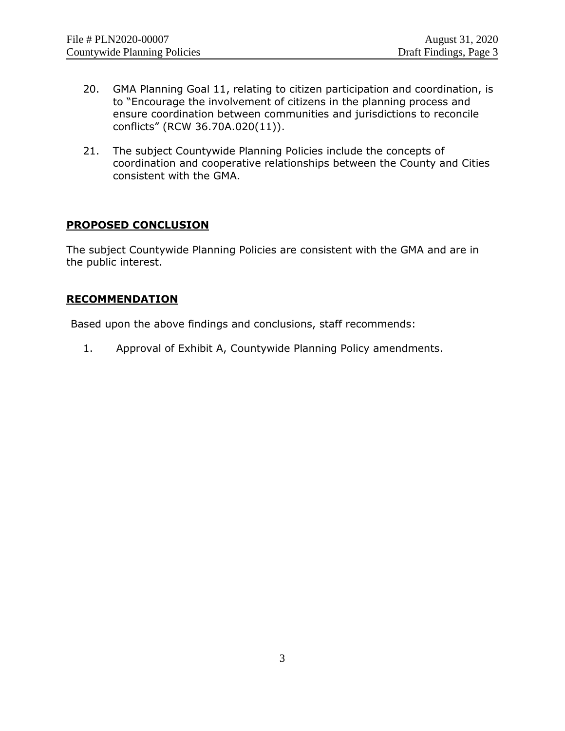20. GMA Planning Goal 11, relating to citizen participation and coordination, is to "Encourage the involvement of citizens in the planning process and ensure coordination between communities and jurisdictions to reconcile conflicts" (RCW 36.70A.020(11)).

21. The subject Countywide Planning Policies include the concepts of coordination and cooperative relationships between the County and Cities consistent with the GMA.

## **PROPOSED CONCLUSION**

The subject Countywide Planning Policies are consistent with the GMA and are in the public interest.

## **RECOMMENDATION**

Based upon the above findings and conclusions, staff recommends:

1. Approval of Exhibit A, Countywide Planning Policy amendments.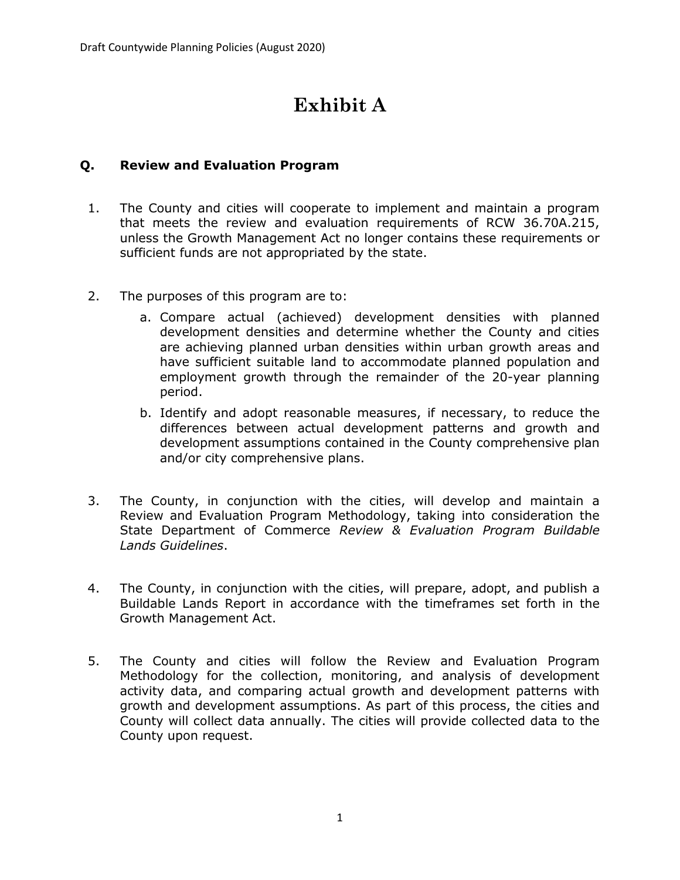# Exhibit A

### Q. Review and Evaluation Program

1. The County and cities will cooperate to implement and maintain a program that meets the review and evaluation requirements of RCW 36.70A.215, unless the Growth Management Act no longer contains these requirements or sufficient funds are not appropriated by the state.

2. The purposes of this program are to:
   a. Compare actual (achieved) development densities with planned development densities and determine whether the County and cities are achieving planned urban densities within urban growth areas and have sufficient suitable land to accommodate planned population and employment growth through the remainder of the 20-year planning period.
   b. Identify and adopt reasonable measures, if necessary, to reduce the differences between actual development patterns and growth and development assumptions contained in the County comprehensive plan and/or city comprehensive plans.

3. The County, in conjunction with the cities, will develop and maintain a Review and Evaluation Program Methodology, taking into consideration the State Department of Commerce *Review & Evaluation Program Buildable Lands Guidelines*.

4. The County, in conjunction with the cities, will prepare, adopt, and publish a Buildable Lands Report in accordance with the timeframes set forth in the Growth Management Act.

5. The County and cities will follow the Review and Evaluation Program Methodology for the collection, monitoring, and analysis of development activity data, and comparing actual growth and development patterns with growth and development assumptions. As part of this process, the cities and County will collect data annually. The cities will provide collected data to the County upon request.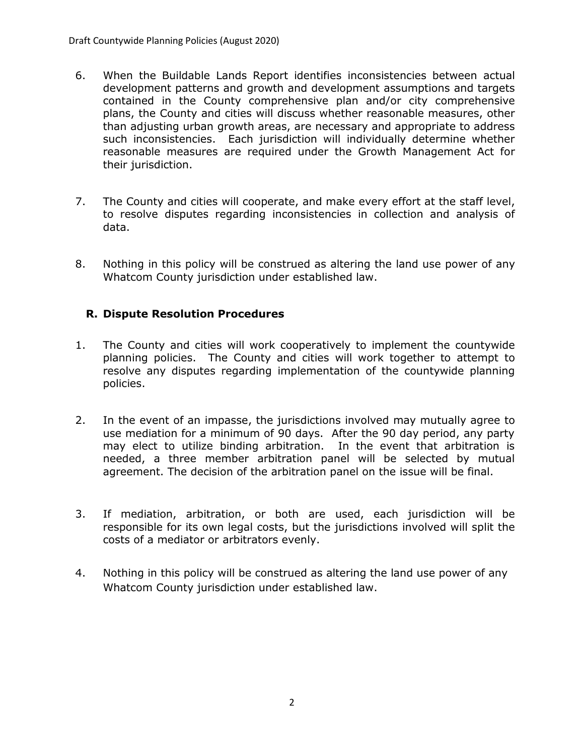6. When the Buildable Lands Report identifies inconsistencies between actual development patterns and growth and development assumptions and targets contained in the County comprehensive plan and/or city comprehensive plans, the County and cities will discuss whether reasonable measures, other than adjusting urban growth areas, are necessary and appropriate to address such inconsistencies. Each jurisdiction will individually determine whether reasonable measures are required under the Growth Management Act for their jurisdiction.

7. The County and cities will cooperate, and make every effort at the staff level, to resolve disputes regarding inconsistencies in collection and analysis of data.

8. Nothing in this policy will be construed as altering the land use power of any Whatcom County jurisdiction under established law.

## R. Dispute Resolution Procedures

1. The County and cities will work cooperatively to implement the countywide planning policies. The County and cities will work together to attempt to resolve any disputes regarding implementation of the countywide planning policies.

2. In the event of an impasse, the jurisdictions involved may mutually agree to use mediation for a minimum of 90 days. After the 90 day period, any party may elect to utilize binding arbitration. In the event that arbitration is needed, a three member arbitration panel will be selected by mutual agreement. The decision of the arbitration panel on the issue will be final.

3. If mediation, arbitration, or both are used, each jurisdiction will be responsible for its own legal costs, but the jurisdictions involved will split the costs of a mediator or arbitrators evenly.

4. Nothing in this policy will be construed as altering the land use power of any Whatcom County jurisdiction under established law.